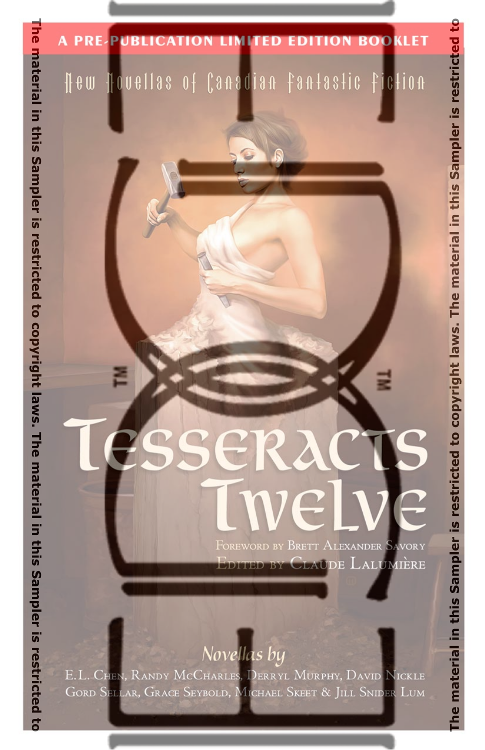A PRE-PUBLICATION LIMITED EDITION BOOKLET

New Novellas of Canadian Fantastic Fiction

# Tesseracts Twelve

Foreword by Brett Alexander Savory

Edited by Claude Lalumière

*Novellas by*

E.L. Chen, Randy McCharles, Derryl Murphy, David Nickle
Gord Sellar, Grace Seybold, Michael Skeet & Jill Snider Lum

The material in this Sampler is restricted to copyright laws. The material in this Sampler is restricted to copyright laws.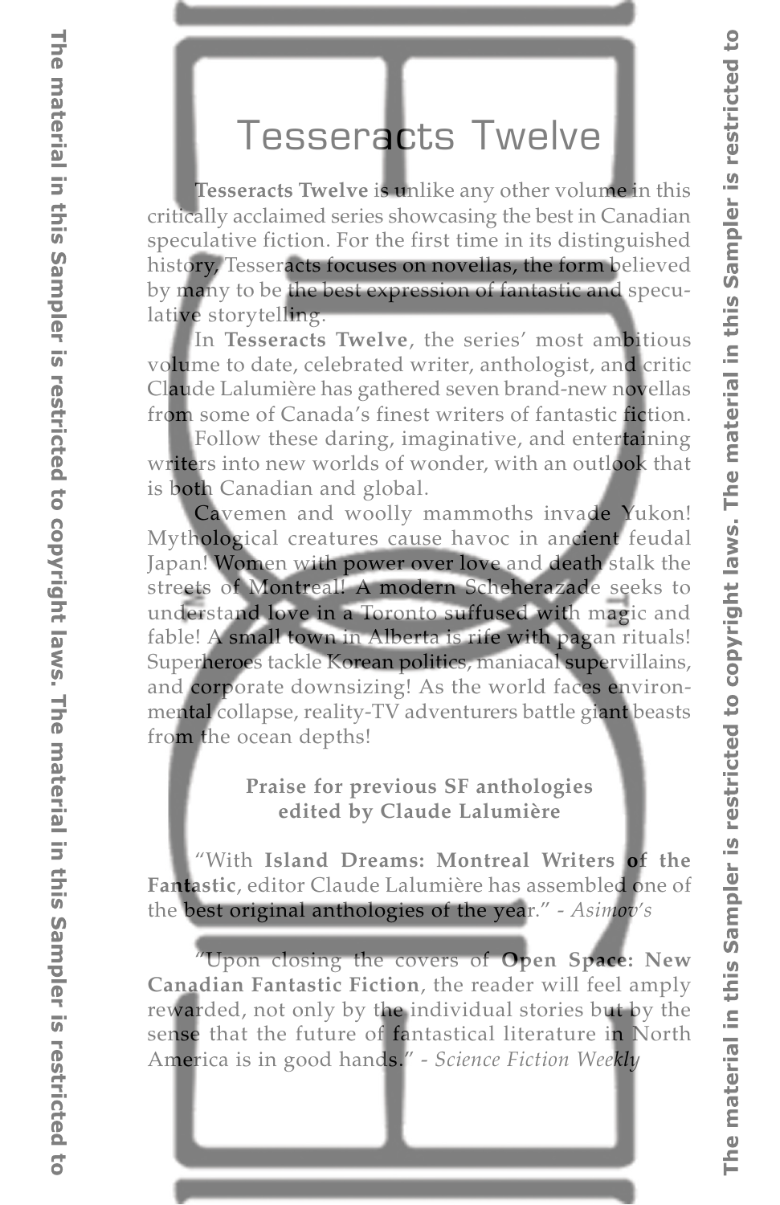# Tesseracts Twelve

**Tesseracts Twelve** is unlike any other volume in this critically acclaimed series showcasing the best in Canadian speculative fiction. For the first time in its distinguished history, Tesseracts focuses on novellas, the form believed by many to be the best expression of fantastic and speculative storytelling.

In **Tesseracts Twelve**, the series' most ambitious volume to date, celebrated writer, anthologist, and critic Claude Lalumière has gathered seven brand-new novellas from some of Canada's finest writers of fantastic fiction.

Follow these daring, imaginative, and entertaining writers into new worlds of wonder, with an outlook that is both Canadian and global.

Cavemen and woolly mammoths invade Yukon! Mythological creatures cause havoc in ancient feudal Japan! Women with power over love and death stalk the streets of Montreal! A modern Scheherazade seeks to understand love in a Toronto suffused with magic and fable! A small town in Alberta is rife with pagan rituals! Superheroes tackle Korean politics, maniacal supervillains, and corporate downsizing! As the world faces environmental collapse, reality-TV adventurers battle giant beasts from the ocean depths!

**Praise for previous SF anthologies edited by Claude Lalumière**

"With **Island Dreams: Montreal Writers of the Fantastic**, editor Claude Lalumière has assembled one of the best original anthologies of the year." - *Asimov's*

"Upon closing the covers of **Open Space: New Canadian Fantastic Fiction**, the reader will feel amply rewarded, not only by the individual stories but by the sense that the future of fantastical literature in North America is in good hands." - *Science Fiction Weekly*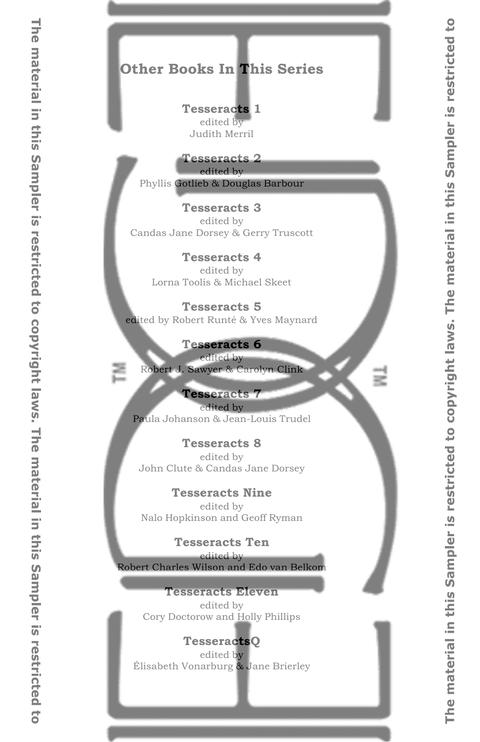## Other Books In This Series

**Tesseracts 1**
edited by
Judith Merril

**Tesseracts 2**
edited by
Phyllis Gotlieb & Douglas Barbour

**Tesseracts 3**
edited by
Candas Jane Dorsey & Gerry Truscott

**Tesseracts 4**
edited by
Lorna Toolis & Michael Skeet

**Tesseracts 5**
edited by Robert Runté & Yves Maynard

**Tesseracts 6**
edited by
Robert J. Sawyer & Carolyn Clink

**Tesseracts 7**
edited by
Paula Johanson & Jean-Louis Trudel

**Tesseracts 8**
edited by
John Clute & Candas Jane Dorsey

**Tesseracts Nine**
edited by
Nalo Hopkinson and Geoff Ryman

**Tesseracts Ten**
edited by
Robert Charles Wilson and Edo van Belkom

**Tesseracts Eleven**
edited by
Cory Doctorow and Holly Phillips

**TesseractsQ**
edited by
Élisabeth Vonarburg & Jane Brierley

The material in this Sampler is restricted to copyright laws. The material in this Sampler is restricted to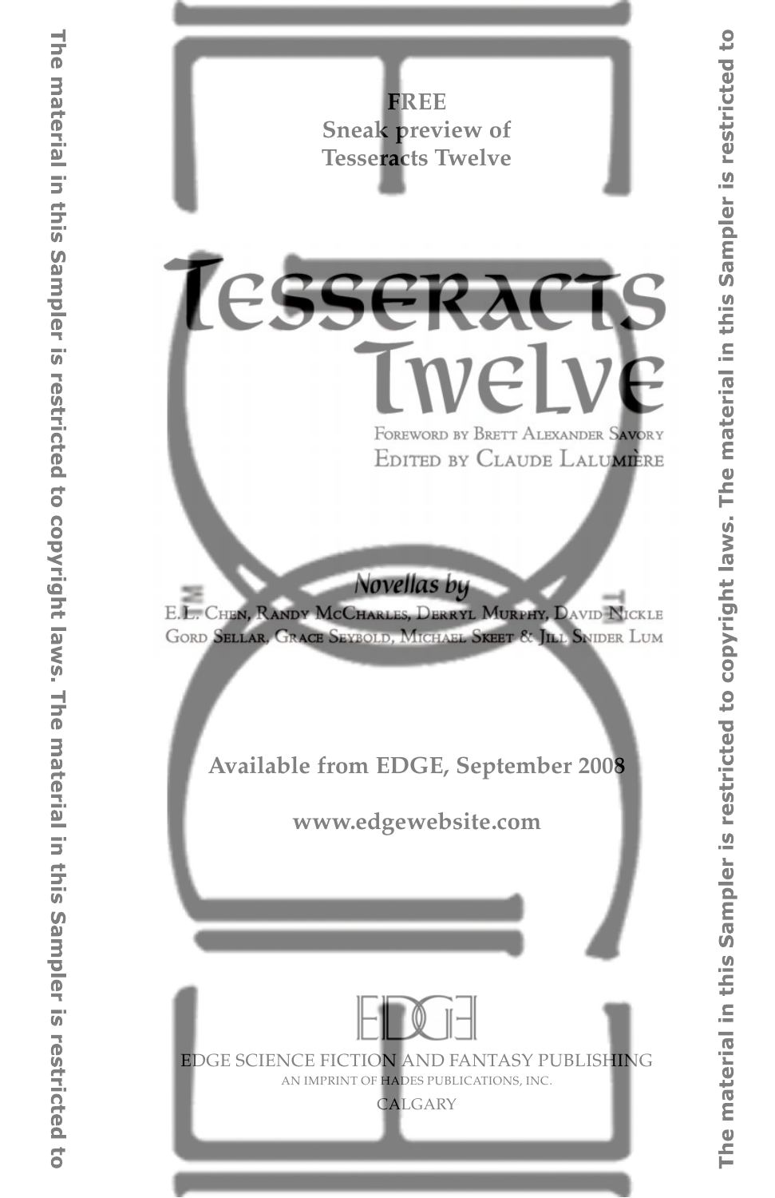**FREE**
**Sneak preview of**
**Tesseracts Twelve**

# Tesseracts Twelve

Foreword by Brett Alexander Savory

Edited by Claude Lalumière

*Novellas by*

E.L. Chen, Randy McCharles, Derryl Murphy, David Nickle
Gord Sellar, Grace Seybold, Michael Skeet & Jill Snider Lum

**Available from EDGE, September 2008**

**www.edgewebsite.com**

EDGE

EDGE SCIENCE FICTION AND FANTASY PUBLISHING
AN IMPRINT OF HADES PUBLICATIONS, INC.
CALGARY

**The material in this Sampler is restricted to copyright laws. The material in this Sampler is restricted to**

**The material in this Sampler is restricted to copyright laws. The material in this Sampler is restricted to**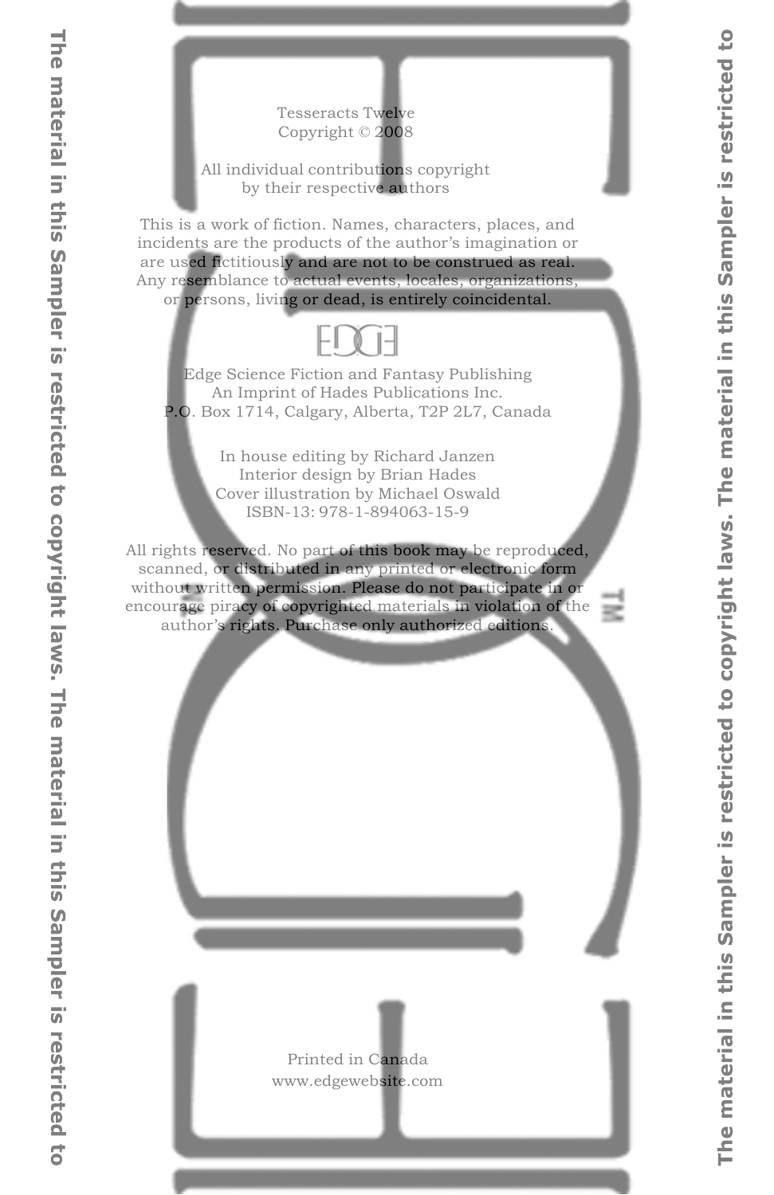Tesseracts Twelve
Copyright © 2008

All individual contributions copyright
by their respective authors

This is a work of fiction. Names, characters, places, and incidents are the products of the author's imagination or are used fictitiously and are not to be construed as real. Any resemblance to actual events, locales, organizations, or persons, living or dead, is entirely coincidental.

Edge Science Fiction and Fantasy Publishing
An Imprint of Hades Publications Inc.
P.O. Box 1714, Calgary, Alberta, T2P 2L7, Canada

In house editing by Richard Janzen
Interior design by Brian Hades
Cover illustration by Michael Oswald
ISBN-13: 978-1-894063-15-9

All rights reserved. No part of this book may be reproduced, scanned, or distributed in any printed or electronic form without written permission. Please do not participate in or encourage piracy of copyrighted materials in violation of the author's rights. Purchase only authorized editions.

Printed in Canada
www.edgewebsite.com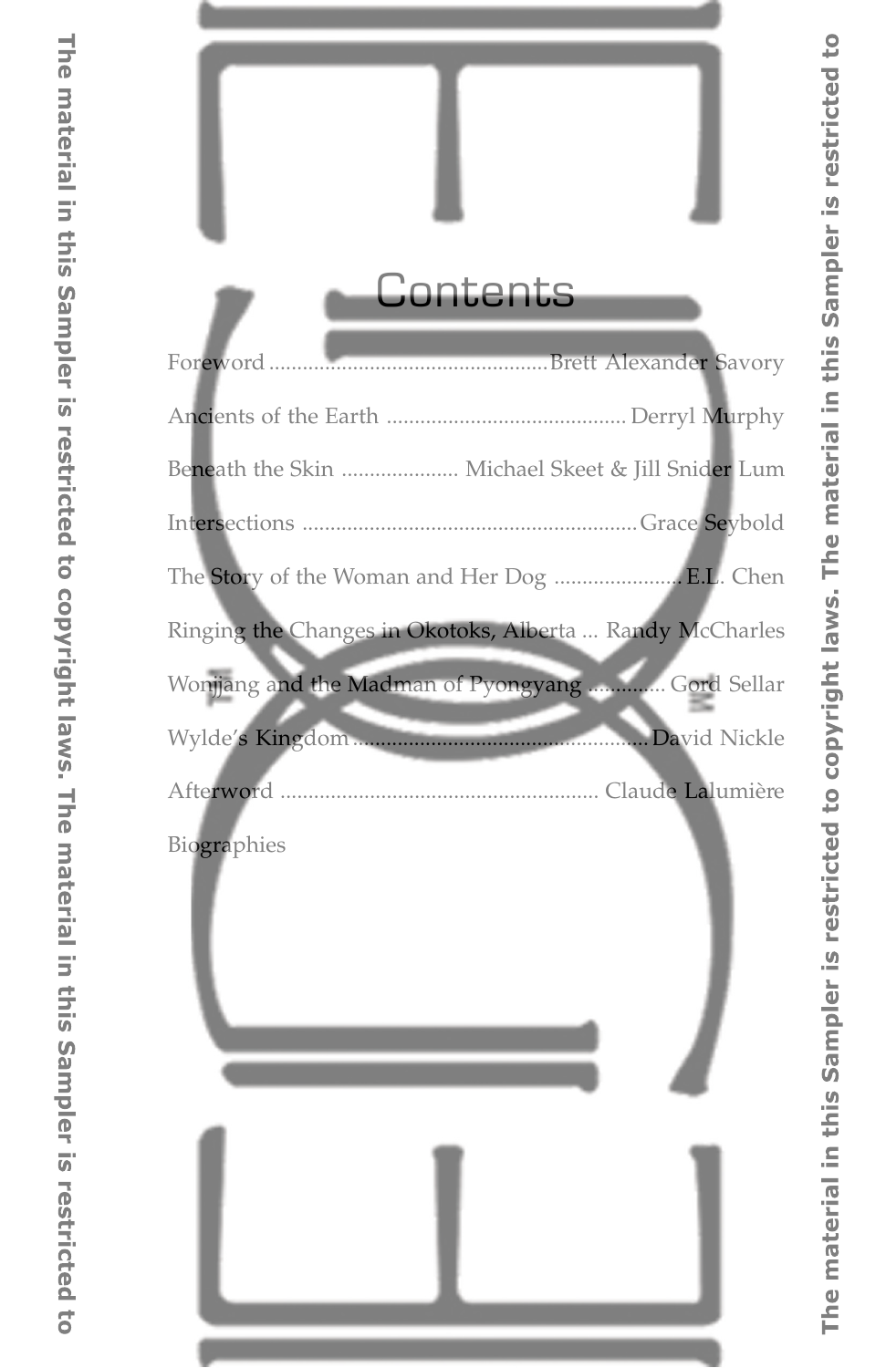# Contents

Foreword .................................................. Brett Alexander Savory

Ancients of the Earth .......................................... Derryl Murphy

Beneath the Skin .................... Michael Skeet & Jill Snider Lum

Intersections ........................................................ Grace Seybold

The Story of the Woman and Her Dog ...................... E.L. Chen

Ringing the Changes in Okotoks, Alberta ... Randy McCharles

Wonjjang and the Madman of Pyongyang .............. Gord Sellar

Wylde's Kingdom ................................................... David Nickle

Afterword ....................................................... Claude Lalumière

Biographies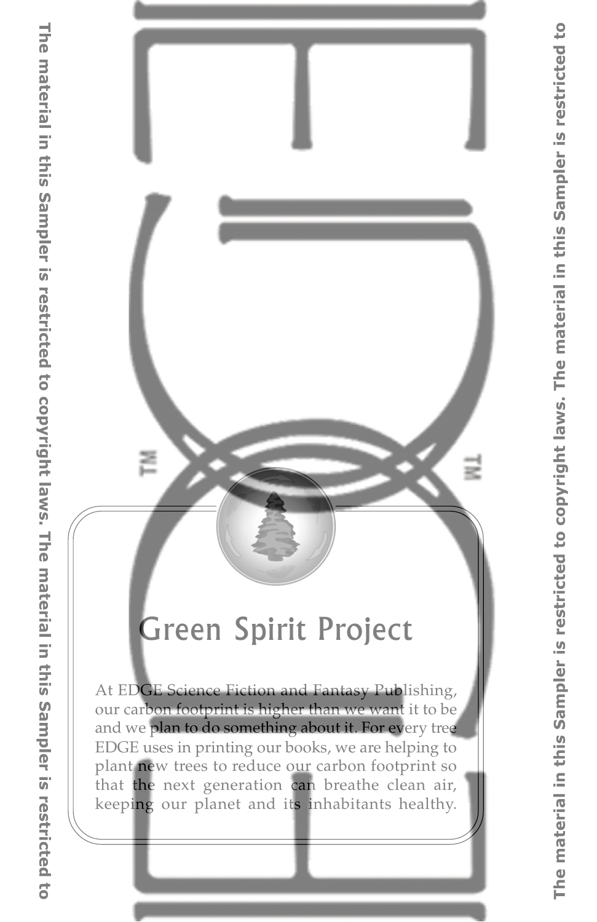## Green Spirit Project

At EDGE Science Fiction and Fantasy Publishing, our carbon footprint is higher than we want it to be and we plan to do something about it. For every tree EDGE uses in printing our books, we are helping to plant new trees to reduce our carbon footprint so that the next generation can breathe clean air, keeping our planet and its inhabitants healthy.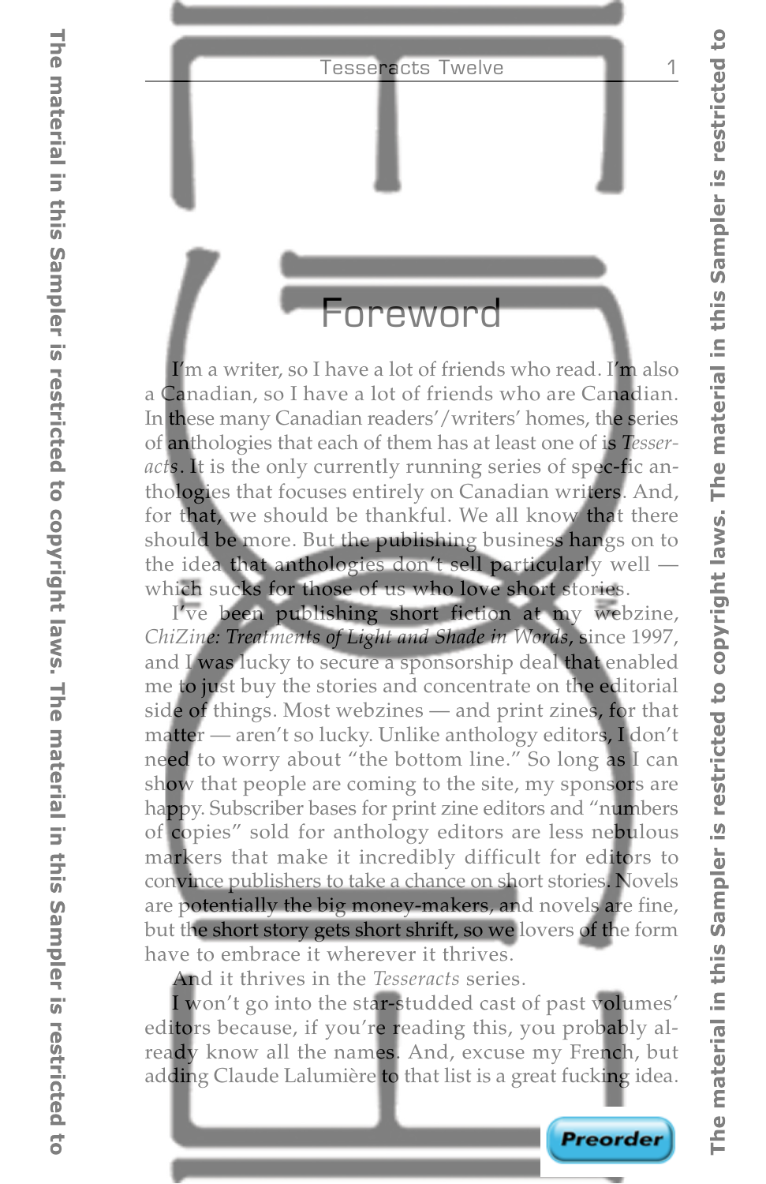# Foreword

I'm a writer, so I have a lot of friends who read. I'm also a Canadian, so I have a lot of friends who are Canadian. In these many Canadian readers'/writers' homes, the series of anthologies that each of them has at least one of is *Tesseracts*. It is the only currently running series of spec-fic anthologies that focuses entirely on Canadian writers. And, for that, we should be thankful. We all know that there should be more. But the publishing business hangs on to the idea that anthologies don't sell particularly well — which sucks for those of us who love short stories.

I've been publishing short fiction at my webzine, *ChiZine: Treatments of Light and Shade in Words*, since 1997, and I was lucky to secure a sponsorship deal that enabled me to just buy the stories and concentrate on the editorial side of things. Most webzines — and print zines, for that matter — aren't so lucky. Unlike anthology editors, I don't need to worry about "the bottom line." So long as I can show that people are coming to the site, my sponsors are happy. Subscriber bases for print zine editors and "numbers of copies" sold for anthology editors are less nebulous markers that make it incredibly difficult for editors to convince publishers to take a chance on short stories. Novels are potentially the big money-makers, and novels are fine, but the short story gets short shrift, so we lovers of the form have to embrace it wherever it thrives.

And it thrives in the *Tesseracts* series.

I won't go into the star-studded cast of past volumes' editors because, if you're reading this, you probably already know all the names. And, excuse my French, but adding Claude Lalumière to that list is a great fucking idea.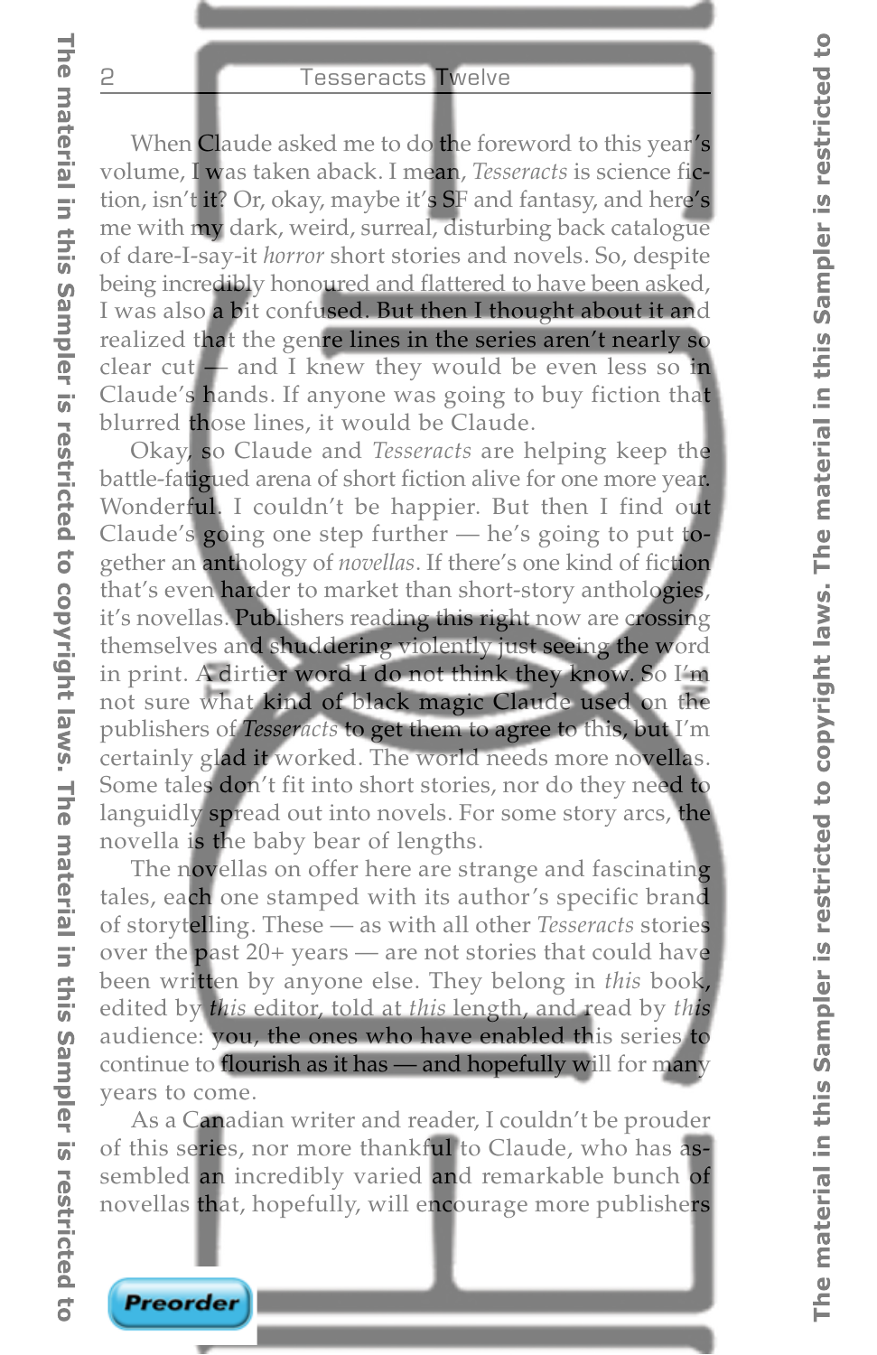When Claude asked me to do the foreword to this year's volume, I was taken aback. I mean, *Tesseracts* is science fiction, isn't it? Or, okay, maybe it's SF and fantasy, and here's me with my dark, weird, surreal, disturbing back catalogue of dare-I-say-it *horror* short stories and novels. So, despite being incredibly honoured and flattered to have been asked, I was also a bit confused. But then I thought about it and realized that the genre lines in the series aren't nearly so clear cut — and I knew they would be even less so in Claude's hands. If anyone was going to buy fiction that blurred those lines, it would be Claude.

Okay, so Claude and *Tesseracts* are helping keep the battle-fatigued arena of short fiction alive for one more year. Wonderful. I couldn't be happier. But then I find out Claude's going one step further — he's going to put together an anthology of *novellas*. If there's one kind of fiction that's even harder to market than short-story anthologies, it's novellas. Publishers reading this right now are crossing themselves and shuddering violently just seeing the word in print. A dirtier word I do not think they know. So I'm not sure what kind of black magic Claude used on the publishers of *Tesseracts* to get them to agree to this, but I'm certainly glad it worked. The world needs more novellas. Some tales don't fit into short stories, nor do they need to languidly spread out into novels. For some story arcs, the novella is the baby bear of lengths.

The novellas on offer here are strange and fascinating tales, each one stamped with its author's specific brand of storytelling. These — as with all other *Tesseracts* stories over the past 20+ years — are not stories that could have been written by anyone else. They belong in *this* book, edited by *this* editor, told at *this* length, and read by *this* audience: you, the ones who have enabled this series to continue to flourish as it has — and hopefully will for many years to come.

As a Canadian writer and reader, I couldn't be prouder of this series, nor more thankful to Claude, who has assembled an incredibly varied and remarkable bunch of novellas that, hopefully, will encourage more publishers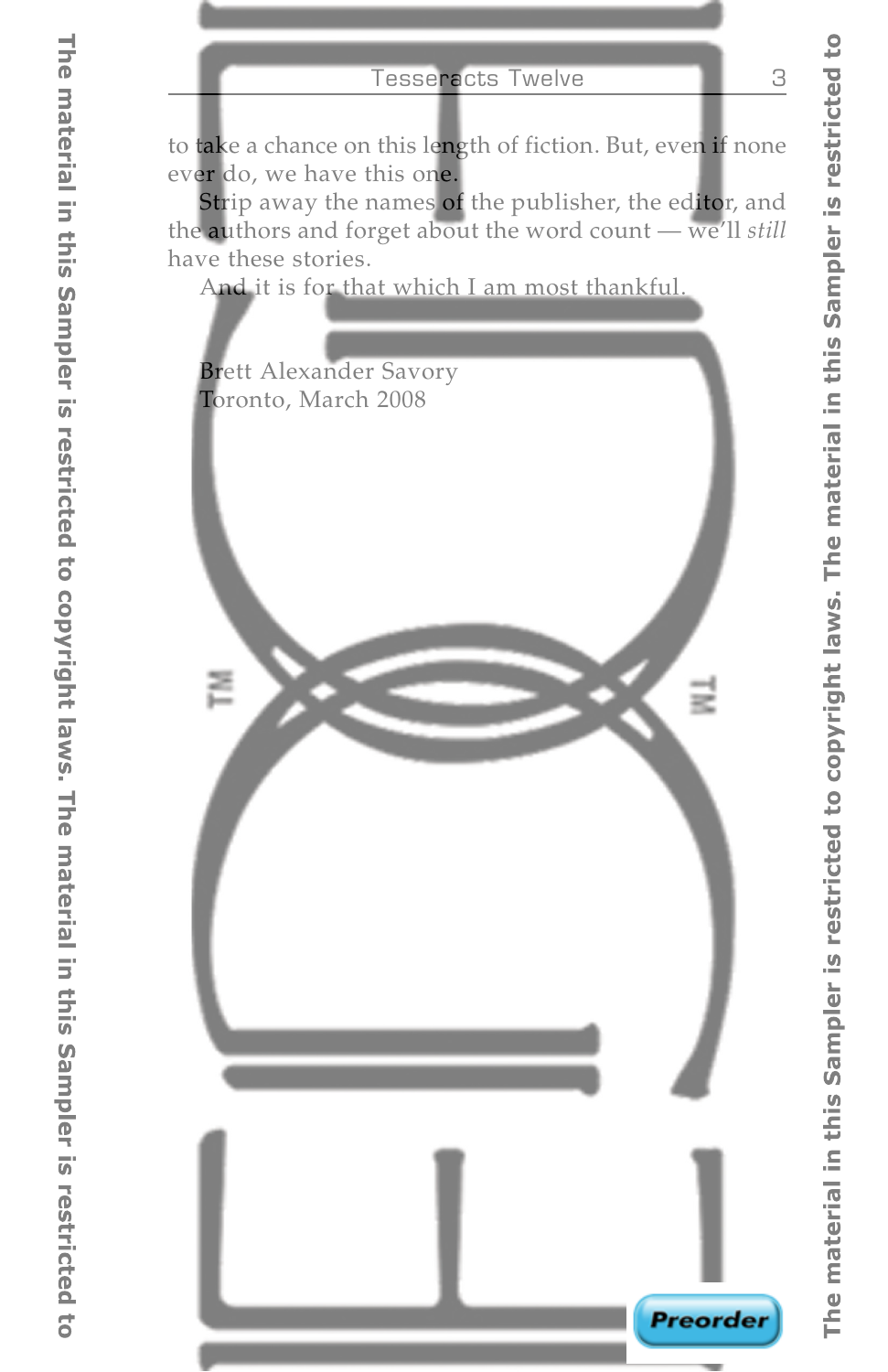to take a chance on this length of fiction. But, even if none ever do, we have this one.

Strip away the names of the publisher, the editor, and the authors and forget about the word count — we'll *still* have these stories.

And it is for that which I am most thankful.

Brett Alexander Savory
Toronto, March 2008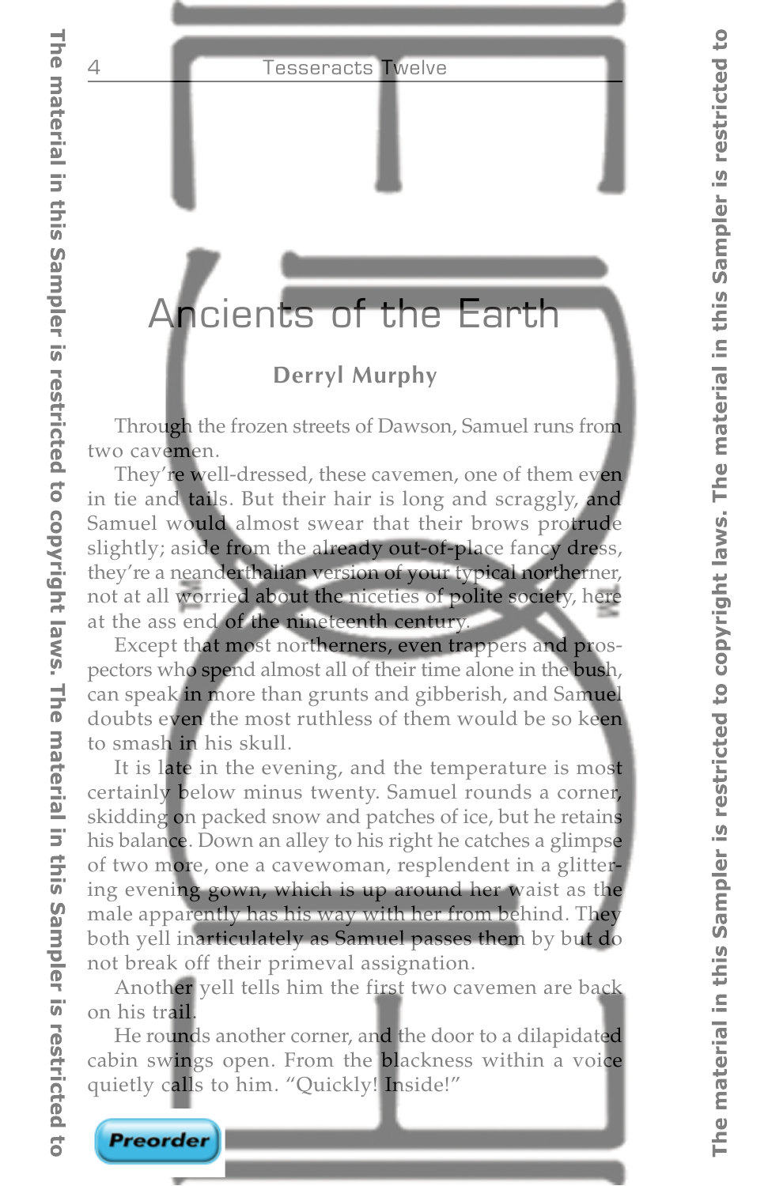# Ancients of the Earth

### Derryl Murphy

Through the frozen streets of Dawson, Samuel runs from two cavemen.

They're well-dressed, these cavemen, one of them even in tie and tails. But their hair is long and scraggly, and Samuel would almost swear that their brows protrude slightly; aside from the already out-of-place fancy dress, they're a neanderthalian version of your typical northerner, not at all worried about the niceties of polite society, here at the ass end of the nineteenth century.

Except that most northerners, even trappers and prospectors who spend almost all of their time alone in the bush, can speak in more than grunts and gibberish, and Samuel doubts even the most ruthless of them would be so keen to smash in his skull.

It is late in the evening, and the temperature is most certainly below minus twenty. Samuel rounds a corner, skidding on packed snow and patches of ice, but he retains his balance. Down an alley to his right he catches a glimpse of two more, one a cavewoman, resplendent in a glittering evening gown, which is up around her waist as the male apparently has his way with her from behind. They both yell inarticulately as Samuel passes them by but do not break off their primeval assignation.

Another yell tells him the first two cavemen are back on his trail.

He rounds another corner, and the door to a dilapidated cabin swings open. From the blackness within a voice quietly calls to him. "Quickly! Inside!"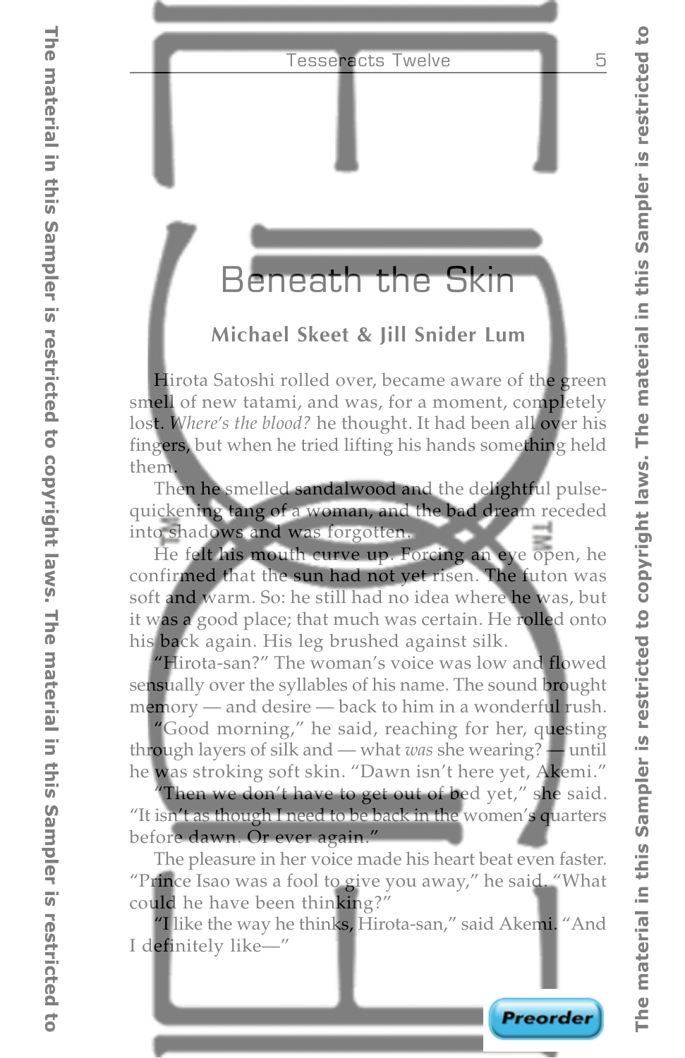# Beneath the Skin

## Michael Skeet & Jill Snider Lum

Hirota Satoshi rolled over, became aware of the green smell of new tatami, and was, for a moment, completely lost. *Where's the blood?* he thought. It had been all over his fingers, but when he tried lifting his hands something held them.

Then he smelled sandalwood and the delightful pulse-quickening tang of a woman, and the bad dream receded into shadows and was forgotten.

He felt his mouth curve up. Forcing an eye open, he confirmed that the sun had not yet risen. The futon was soft and warm. So: he still had no idea where he was, but it was a good place; that much was certain. He rolled onto his back again. His leg brushed against silk.

"Hirota-san?" The woman's voice was low and flowed sensually over the syllables of his name. The sound brought memory — and desire — back to him in a wonderful rush.

"Good morning," he said, reaching for her, questing through layers of silk and — what *was* she wearing? — until he was stroking soft skin. "Dawn isn't here yet, Akemi."

"Then we don't have to get out of bed yet," she said. "It isn't as though I need to be back in the women's quarters before dawn. Or ever again."

The pleasure in her voice made his heart beat even faster. "Prince Isao was a fool to give you away," he said. "What could he have been thinking?"

"I like the way he thinks, Hirota-san," said Akemi. "And I definitely like—"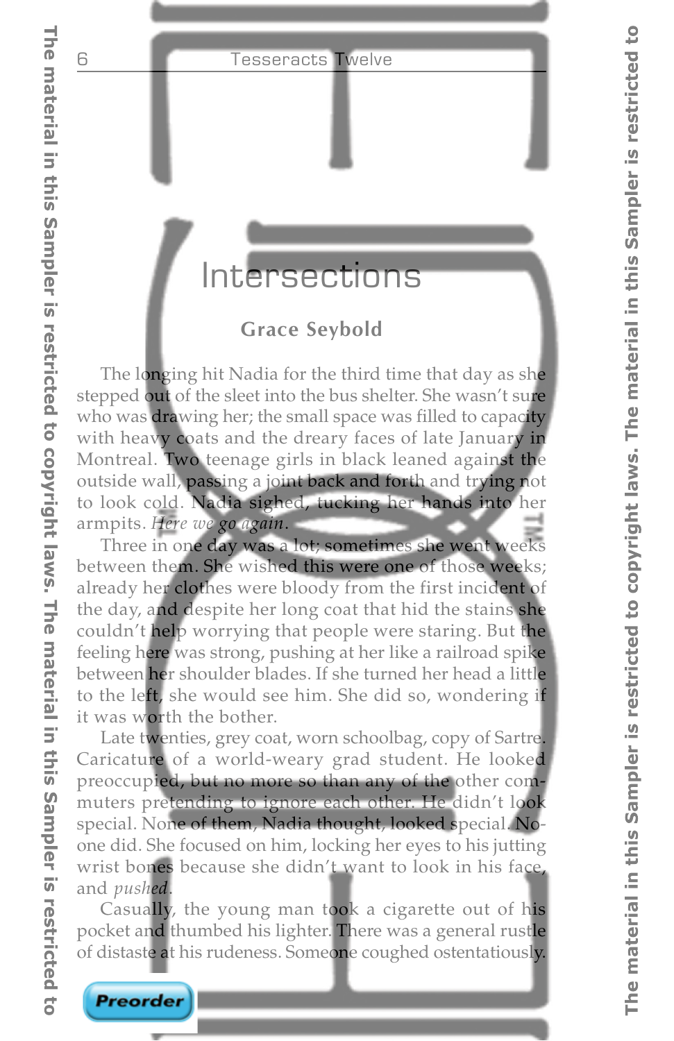# Intersections

## Grace Seybold

The longing hit Nadia for the third time that day as she stepped out of the sleet into the bus shelter. She wasn't sure who was drawing her; the small space was filled to capacity with heavy coats and the dreary faces of late January in Montreal. Two teenage girls in black leaned against the outside wall, passing a joint back and forth and trying not to look cold. Nadia sighed, tucking her hands into her armpits. *Here we go again.*

Three in one day was a lot; sometimes she went weeks between them. She wished this were one of those weeks; already her clothes were bloody from the first incident of the day, and despite her long coat that hid the stains she couldn't help worrying that people were staring. But the feeling here was strong, pushing at her like a railroad spike between her shoulder blades. If she turned her head a little to the left, she would see him. She did so, wondering if it was worth the bother.

Late twenties, grey coat, worn schoolbag, copy of Sartre. Caricature of a world-weary grad student. He looked preoccupied, but no more so than any of the other commuters pretending to ignore each other. He didn't look special. None of them, Nadia thought, looked special. No-one did. She focused on him, locking her eyes to his jutting wrist bones because she didn't want to look in his face, and *pushed*.

Casually, the young man took a cigarette out of his pocket and thumbed his lighter. There was a general rustle of distaste at his rudeness. Someone coughed ostentatiously.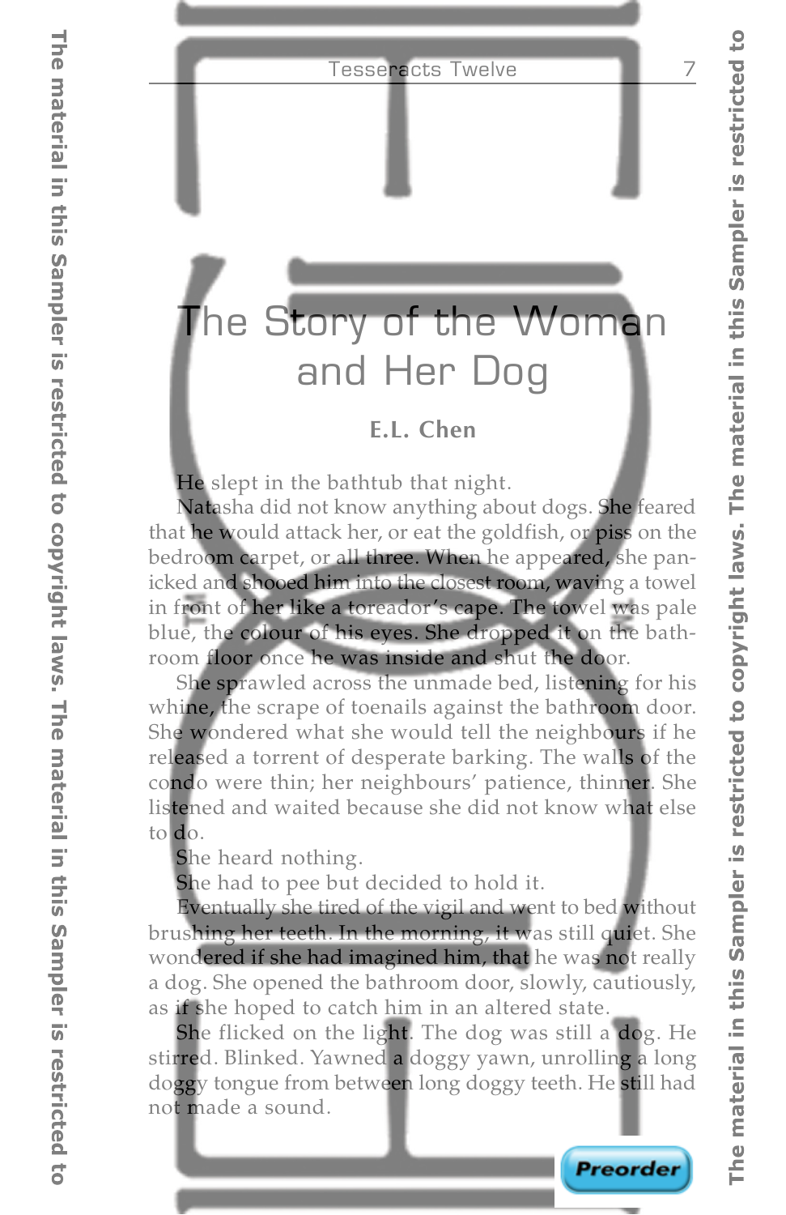# The Story of the Woman and Her Dog

**E.L. Chen**

He slept in the bathtub that night.

Natasha did not know anything about dogs. She feared that he would attack her, or eat the goldfish, or piss on the bedroom carpet, or all three. When he appeared, she panicked and shooed him into the closest room, waving a towel in front of her like a toreador's cape. The towel was pale blue, the colour of his eyes. She dropped it on the bathroom floor once he was inside and shut the door.

She sprawled across the unmade bed, listening for his whine, the scrape of toenails against the bathroom door. She wondered what she would tell the neighbours if he released a torrent of desperate barking. The walls of the condo were thin; her neighbours' patience, thinner. She listened and waited because she did not know what else to do.

She heard nothing.

She had to pee but decided to hold it.

Eventually she tired of the vigil and went to bed without brushing her teeth. In the morning, it was still quiet. She wondered if she had imagined him, that he was not really a dog. She opened the bathroom door, slowly, cautiously, as if she hoped to catch him in an altered state.

She flicked on the light. The dog was still a dog. He stirred. Blinked. Yawned a doggy yawn, unrolling a long doggy tongue from between long doggy teeth. He still had not made a sound.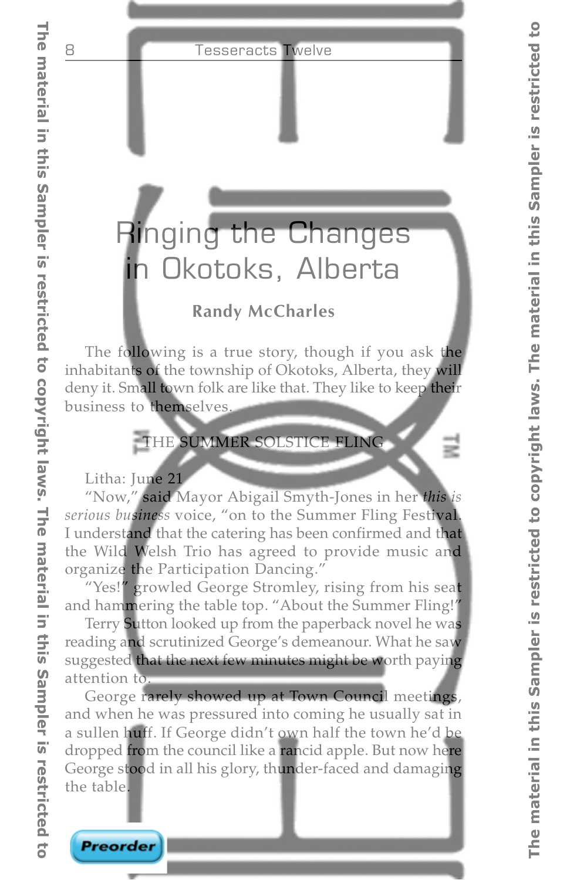# Ringing the Changes in Okotoks, Alberta

**Randy McCharles**

The following is a true story, though if you ask the inhabitants of the township of Okotoks, Alberta, they will deny it. Small town folk are like that. They like to keep their business to themselves.

## THE SUMMER SOLSTICE FLING

Litha: June 21

"Now," said Mayor Abigail Smyth-Jones in her *this is serious business* voice, "on to the Summer Fling Festival. I understand that the catering has been confirmed and that the Wild Welsh Trio has agreed to provide music and organize the Participation Dancing."

"Yes!" growled George Stromley, rising from his seat and hammering the table top. "About the Summer Fling!"

Terry Sutton looked up from the paperback novel he was reading and scrutinized George's demeanour. What he saw suggested that the next few minutes might be worth paying attention to.

George rarely showed up at Town Council meetings, and when he was pressured into coming he usually sat in a sullen huff. If George didn't own half the town he'd be dropped from the council like a rancid apple. But now here George stood in all his glory, thunder-faced and damaging the table.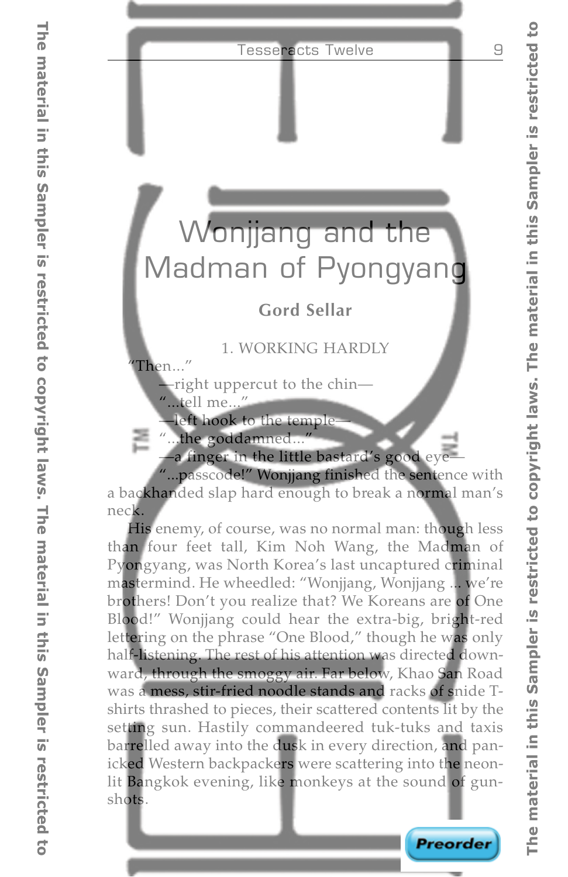# Wonjjang and the Madman of Pyongyang

**Gord Sellar**

## 1. WORKING HARDLY

"Then..."

—right uppercut to the chin—

"...tell me..."

—left hook to the temple—

"...the goddamned..."

—a finger in the little bastard's good eye—

"...passcode!" Wonjjang finished the sentence with a backhanded slap hard enough to break a normal man's neck.

His enemy, of course, was no normal man: though less than four feet tall, Kim Noh Wang, the Madman of Pyongyang, was North Korea's last uncaptured criminal mastermind. He wheedled: "Wonjjang, Wonjjang ... we're brothers! Don't you realize that? We Koreans are of One Blood!" Wonjjang could hear the extra-big, bright-red lettering on the phrase "One Blood," though he was only half-listening. The rest of his attention was directed downward, through the smoggy air. Far below, Khao San Road was a mess, stir-fried noodle stands and racks of snide T-shirts thrashed to pieces, their scattered contents lit by the setting sun. Hastily commandeered tuk-tuks and taxis barrelled away into the dusk in every direction, and panicked Western backpackers were scattering into the neon-lit Bangkok evening, like monkeys at the sound of gunshots.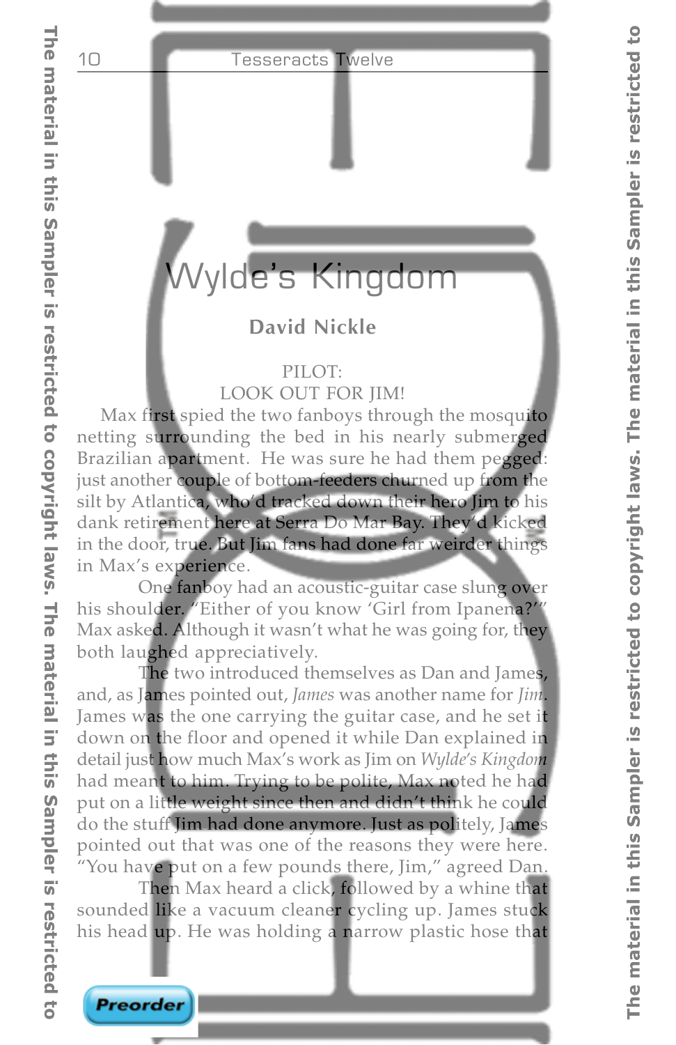# Wylde's Kingdom

**David Nickle**

PILOT:
LOOK OUT FOR JIM!

Max first spied the two fanboys through the mosquito netting surrounding the bed in his nearly submerged Brazilian apartment. He was sure he had them pegged: just another couple of bottom-feeders churned up from the silt by Atlantica, who'd tracked down their hero Jim to his dank retirement here at Serra Do Mar Bay. They'd kicked in the door, true. But Jim fans had done far weirder things in Max's experience.

One fanboy had an acoustic-guitar case slung over his shoulder. "Either of you know 'Girl from Ipanema?'" Max asked. Although it wasn't what he was going for, they both laughed appreciatively.

The two introduced themselves as Dan and James, and, as James pointed out, *James* was another name for *Jim*. James was the one carrying the guitar case, and he set it down on the floor and opened it while Dan explained in detail just how much Max's work as Jim on *Wylde's Kingdom* had meant to him. Trying to be polite, Max noted he had put on a little weight since then and didn't think he could do the stuff Jim had done anymore. Just as politely, James pointed out that was one of the reasons they were here. "You have put on a few pounds there, Jim," agreed Dan.

Then Max heard a click, followed by a whine that sounded like a vacuum cleaner cycling up. James stuck his head up. He was holding a narrow plastic hose that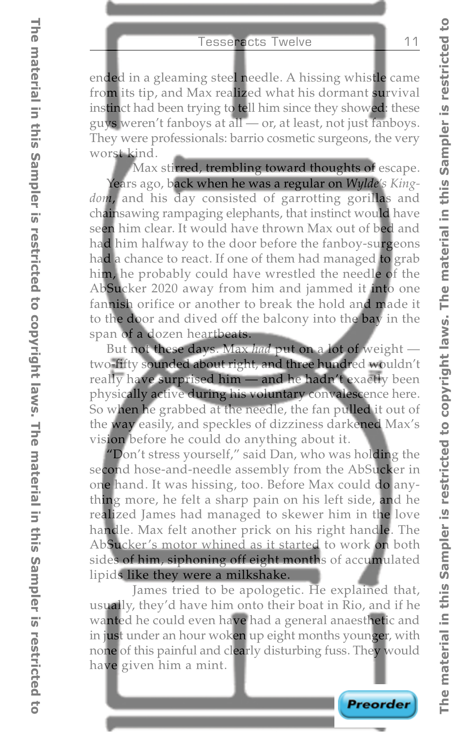ended in a gleaming steel needle. A hissing whistle came from its tip, and Max realized what his dormant survival instinct had been trying to tell him since they showed: these guys weren't fanboys at all — or, at least, not just fanboys. They were professionals: barrio cosmetic surgeons, the very worst kind.

Max stirred, trembling toward thoughts of escape.

Years ago, back when he was a regular on *Wylde's Kingdom*, and his day consisted of garrotting gorillas and chainsawing rampaging elephants, that instinct would have seen him clear. It would have thrown Max out of bed and had him halfway to the door before the fanboy-surgeons had a chance to react. If one of them had managed to grab him, he probably could have wrestled the needle of the AbSucker 2020 away from him and jammed it into one fannish orifice or another to break the hold and made it to the door and dived off the balcony into the bay in the span of a dozen heartbeats.

But not these days. Max *had* put on a lot of weight — two-fifty sounded about right, and three hundred wouldn't really have surprised him — and he hadn't exactly been physically active during his voluntary convalescence here. So when he grabbed at the needle, the fan pulled it out of the way easily, and speckles of dizziness darkened Max's vision before he could do anything about it.

"Don't stress yourself," said Dan, who was holding the second hose-and-needle assembly from the AbSucker in one hand. It was hissing, too. Before Max could do anything more, he felt a sharp pain on his left side, and he realized James had managed to skewer him in the love handle. Max felt another prick on his right handle. The AbSucker's motor whined as it started to work on both sides of him, siphoning off eight months of accumulated lipids like they were a milkshake.

James tried to be apologetic. He explained that, usually, they'd have him onto their boat in Rio, and if he wanted he could even have had a general anaesthetic and in just under an hour woken up eight months younger, with none of this painful and clearly disturbing fuss. They would have given him a mint.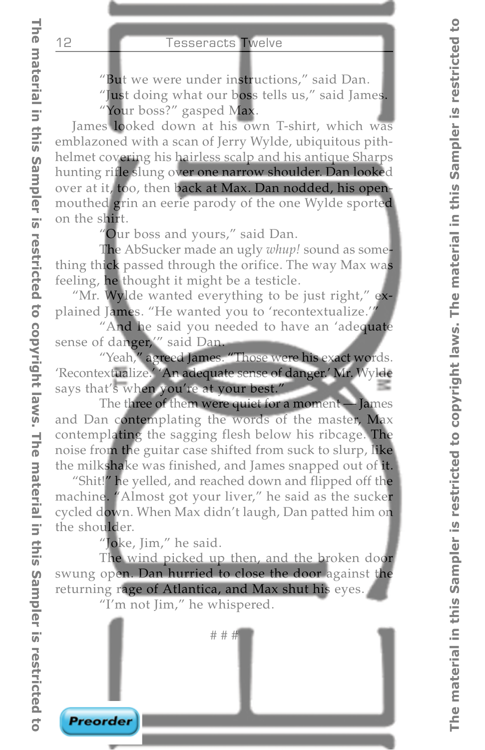"But we were under instructions," said Dan.

"Just doing what our boss tells us," said James.

"Your boss?" gasped Max.

James looked down at his own T-shirt, which was emblazoned with a scan of Jerry Wylde, ubiquitous pith-helmet covering his hairless scalp and his antique Sharps hunting rifle slung over one narrow shoulder. Dan looked over at it, too, then back at Max. Dan nodded, his open-mouthed grin an eerie parody of the one Wylde sported on the shirt.

"Our boss and yours," said Dan.

The AbSucker made an ugly *whup!* sound as something thick passed through the orifice. The way Max was feeling, he thought it might be a testicle.

"Mr. Wylde wanted everything to be just right," explained James. "He wanted you to 'recontextualize.'"

"And he said you needed to have an 'adequate sense of danger,'" said Dan.

"Yeah," agreed James. "Those were his exact words. 'Recontextualize.' 'An adequate sense of danger.' Mr. Wylde says that's when you're at your best."

The three of them were quiet for a moment — James and Dan contemplating the words of the master, Max contemplating the sagging flesh below his ribcage. The noise from the guitar case shifted from suck to slurp, like the milkshake was finished, and James snapped out of it.

"Shit!" he yelled, and reached down and flipped off the machine. "Almost got your liver," he said as the sucker cycled down. When Max didn't laugh, Dan patted him on the shoulder.

"Joke, Jim," he said.

The wind picked up then, and the broken door swung open. Dan hurried to close the door against the returning rage of Atlantica, and Max shut his eyes.

"I'm not Jim," he whispered.

# # #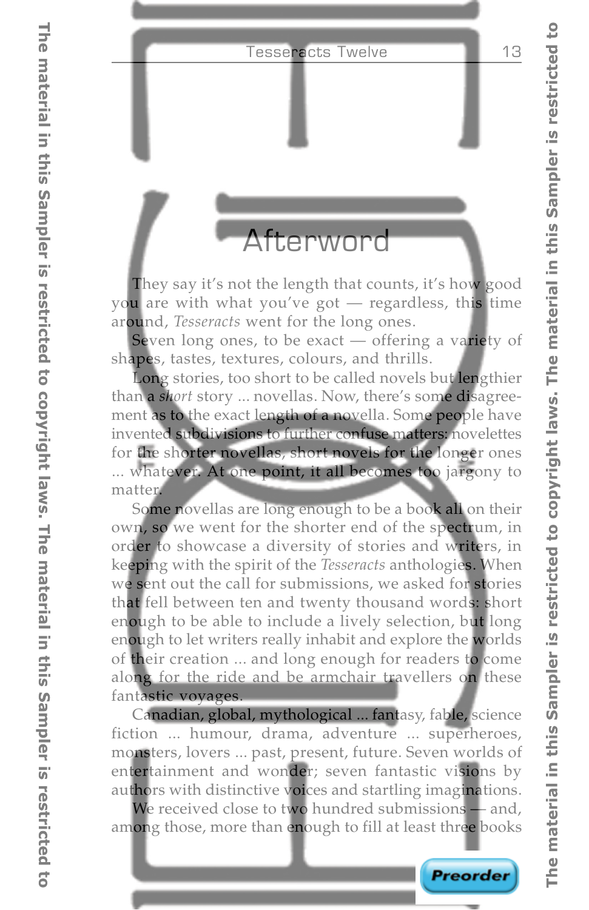# Afterword

They say it's not the length that counts, it's how good you are with what you've got — regardless, this time around, *Tesseracts* went for the long ones.

Seven long ones, to be exact — offering a variety of shapes, tastes, textures, colours, and thrills.

Long stories, too short to be called novels but lengthier than a *short* story ... novellas. Now, there's some disagreement as to the exact length of a novella. Some people have invented subdivisions to further confuse matters: novelettes for the shorter novellas, short novels for the longer ones ... whatever. At one point, it all becomes too jargony to matter.

Some novellas are long enough to be a book all on their own, so we went for the shorter end of the spectrum, in order to showcase a diversity of stories and writers, in keeping with the spirit of the *Tesseracts* anthologies. When we sent out the call for submissions, we asked for stories that fell between ten and twenty thousand words: short enough to be able to include a lively selection, but long enough to let writers really inhabit and explore the worlds of their creation ... and long enough for readers to come along for the ride and be armchair travellers on these fantastic voyages.

Canadian, global, mythological ... fantasy, fable, science fiction ... humour, drama, adventure ... superheroes, monsters, lovers ... past, present, future. Seven worlds of entertainment and wonder; seven fantastic visions by authors with distinctive voices and startling imaginations.

We received close to two hundred submissions — and, among those, more than enough to fill at least three books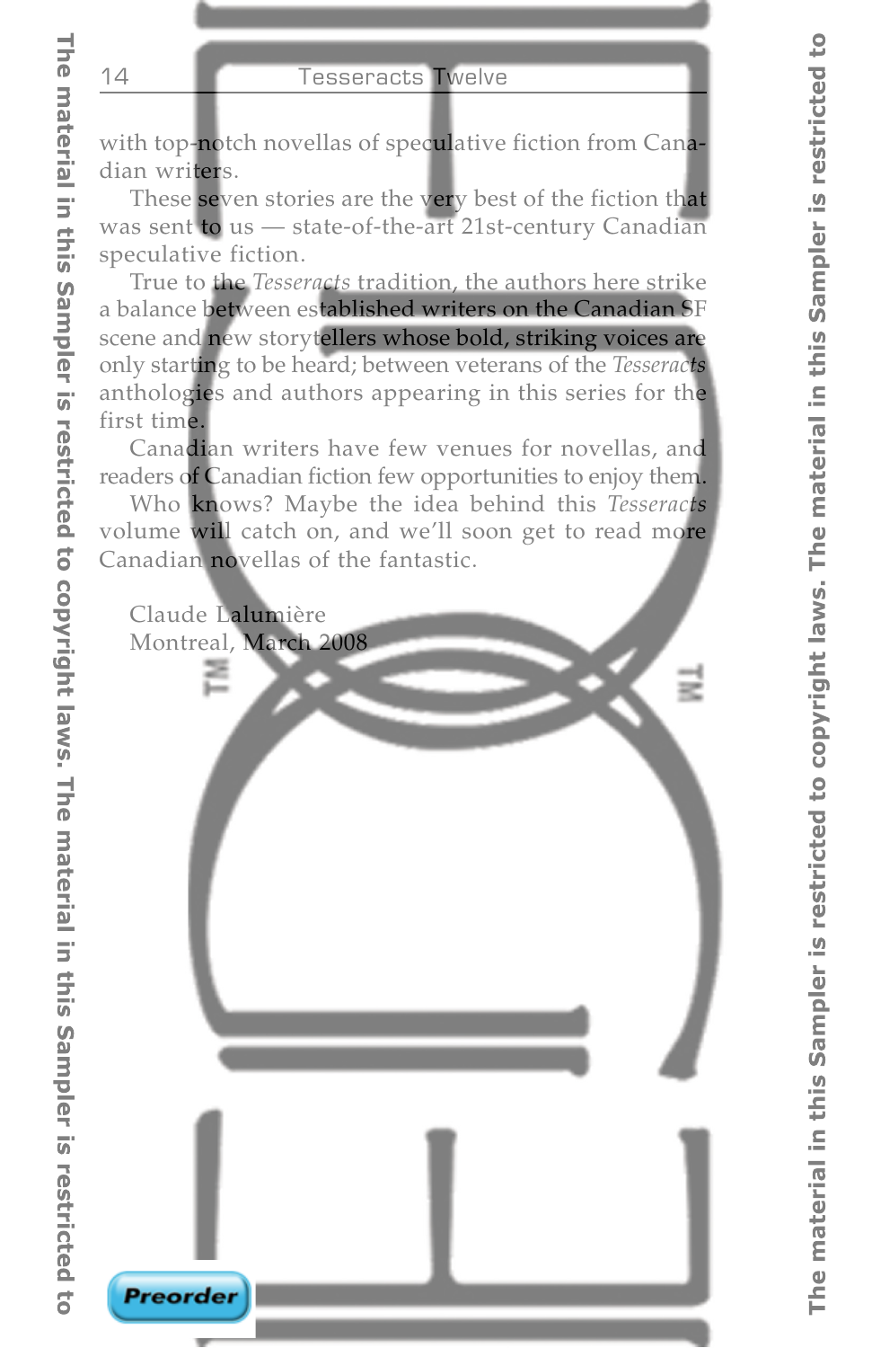with top-notch novellas of speculative fiction from Canadian writers.

These seven stories are the very best of the fiction that was sent to us — state-of-the-art 21st-century Canadian speculative fiction.

True to the *Tesseracts* tradition, the authors here strike a balance between established writers on the Canadian SF scene and new storytellers whose bold, striking voices are only starting to be heard; between veterans of the *Tesseracts* anthologies and authors appearing in this series for the first time.

Canadian writers have few venues for novellas, and readers of Canadian fiction few opportunities to enjoy them.

Who knows? Maybe the idea behind this *Tesseracts* volume will catch on, and we'll soon get to read more Canadian novellas of the fantastic.

Claude Lalumière
Montreal, March 2008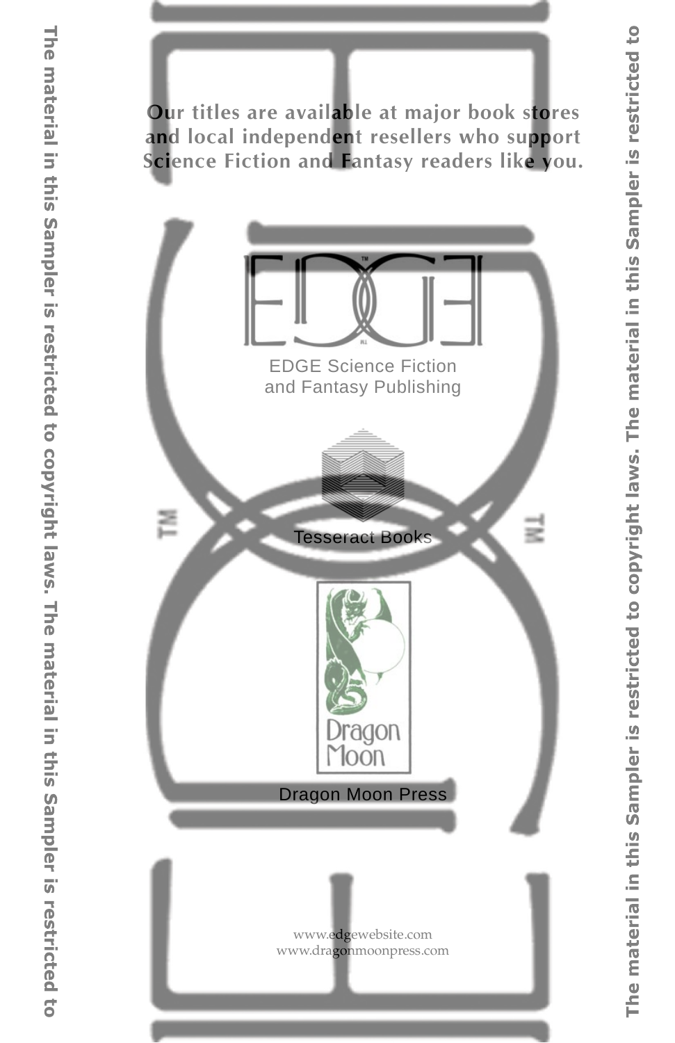**Our titles are available at major book stores and local independent resellers who support Science Fiction and Fantasy readers like you.**

EDGE Science Fiction and Fantasy Publishing

Tesseract Books

Dragon Moon

Dragon Moon Press

www.edgewebsite.com
www.dragonmoonpress.com

The material in this Sampler is restricted to copyright laws. The material in this Sampler is restricted to

The material in this Sampler is restricted to copyright laws. The material in this Sampler is restricted to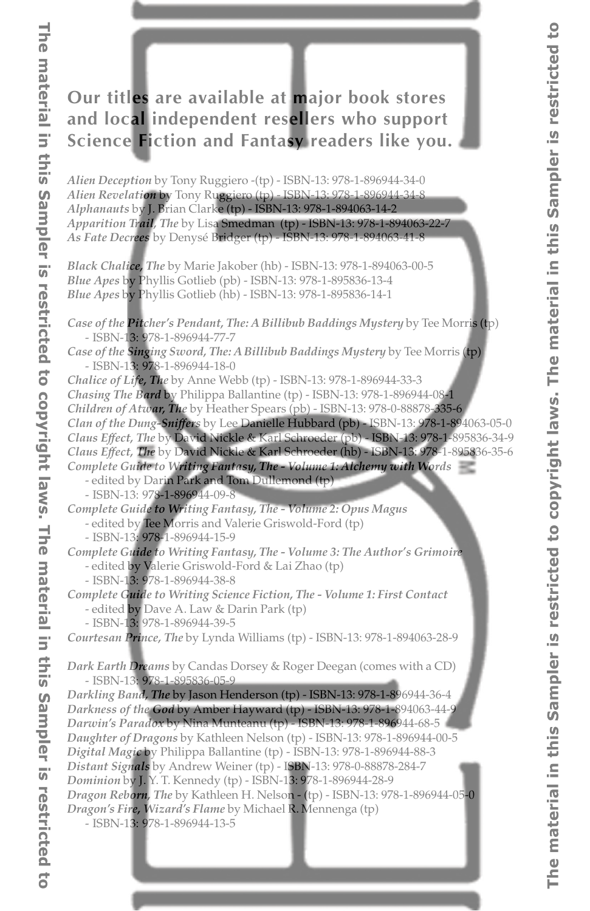## Our titles are available at major book stores and local independent resellers who support Science Fiction and Fantasy readers like you.

*Alien Deception* by Tony Ruggiero -(tp) - ISBN-13: 978-1-896944-34-0
*Alien Revelation* by Tony Ruggiero (tp) - ISBN-13: 978-1-896944-34-8
*Alphanauts* by J. Brian Clarke (tp) - ISBN-13: 978-1-894063-14-2
*Apparition Trail, The* by Lisa Smedman (tp) - ISBN-13: 978-1-894063-22-7
*As Fate Decrees* by Denysé Bridger (tp) - ISBN-13: 978-1-894063-41-8

*Black Chalice, The* by Marie Jakober (hb) - ISBN-13: 978-1-894063-00-5
*Blue Apes* by Phyllis Gotlieb (pb) - ISBN-13: 978-1-895836-13-4
*Blue Apes* by Phyllis Gotlieb (hb) - ISBN-13: 978-1-895836-14-1

*Case of the Pitcher's Pendant, The: A Billibub Baddings Mystery* by Tee Morris (tp) - ISBN-13: 978-1-896944-77-7
*Case of the Singing Sword, The: A Billibub Baddings Mystery* by Tee Morris (tp) - ISBN-13: 978-1-896944-18-0
*Chalice of Life, The* by Anne Webb (tp) - ISBN-13: 978-1-896944-33-3
*Chasing The Bard* by Philippa Ballantine (tp) - ISBN-13: 978-1-896944-08-1
*Children of Atwar, The* by Heather Spears (pb) - ISBN-13: 978-0-88878-335-6
*Clan of the Dung-Sniffers* by Lee Danielle Hubbard (pb) - ISBN-13: 978-1-894063-05-0
*Claus Effect, The* by David Nickle & Karl Schroeder (pb) - ISBN-13: 978-1-895836-34-9
*Claus Effect, The* by David Nickle & Karl Schroeder (hb) - ISBN-13: 978-1-895836-35-6
*Complete Guide to Writing Fantasy, The - Volume 1: Alchemy with Words* - edited by Darin Park and Tom Dullemond (tp) - ISBN-13: 978-1-896944-09-8
*Complete Guide to Writing Fantasy, The - Volume 2: Opus Magus* - edited by Tee Morris and Valerie Griswold-Ford (tp) - ISBN-13: 978-1-896944-15-9
*Complete Guide to Writing Fantasy, The - Volume 3: The Author's Grimoire* - edited by Valerie Griswold-Ford & Lai Zhao (tp) - ISBN-13: 978-1-896944-38-8
*Complete Guide to Writing Science Fiction, The - Volume 1: First Contact* - edited by Dave A. Law & Darin Park (tp) - ISBN-13: 978-1-896944-39-5
*Courtesan Prince, The* by Lynda Williams (tp) - ISBN-13: 978-1-894063-28-9

*Dark Earth Dreams* by Candas Dorsey & Roger Deegan (comes with a CD) - ISBN-13: 978-1-895836-05-9
*Darkling Band, The* by Jason Henderson (tp) - ISBN-13: 978-1-896944-36-4
*Darkness of the God* by Amber Hayward (tp) - ISBN-13: 978-1-894063-44-9
*Darwin's Paradox* by Nina Munteanu (tp) - ISBN-13: 978-1-896944-68-5
*Daughter of Dragons* by Kathleen Nelson (tp) - ISBN-13: 978-1-896944-00-5
*Digital Magic* by Philippa Ballantine (tp) - ISBN-13: 978-1-896944-88-3
*Distant Signals* by Andrew Weiner (tp) - ISBN-13: 978-0-88878-284-7
*Dominion* by J. Y. T. Kennedy (tp) - ISBN-13: 978-1-896944-28-9
*Dragon Reborn, The* by Kathleen H. Nelson - (tp) - ISBN-13: 978-1-896944-05-0
*Dragon's Fire, Wizard's Flame* by Michael R. Mennenga (tp) - ISBN-13: 978-1-896944-13-5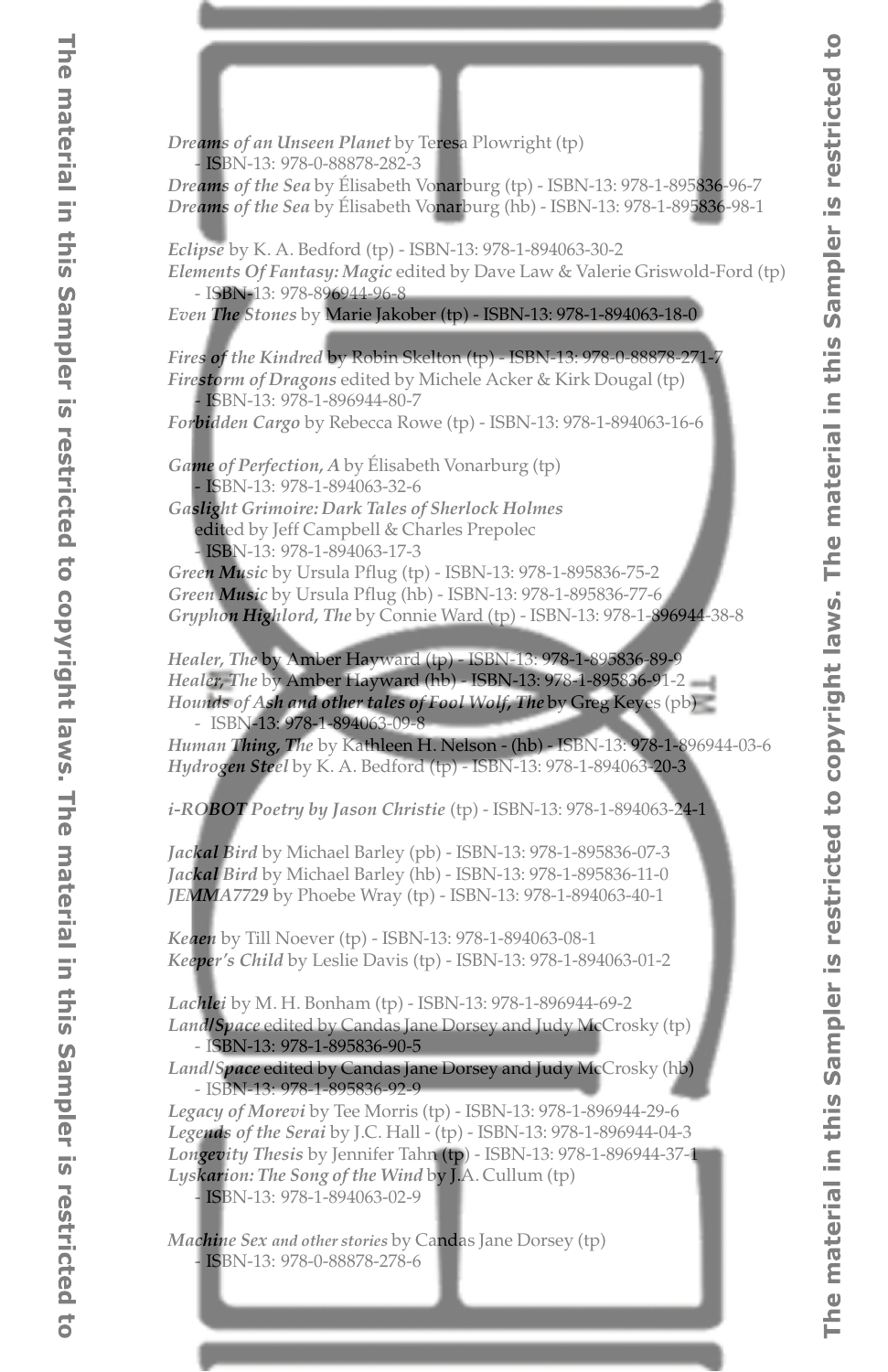*Dreams of an Unseen Planet* by Teresa Plowright (tp) - ISBN-13: 978-0-88878-282-3
*Dreams of the Sea* by Élisabeth Vonarburg (tp) - ISBN-13: 978-1-895836-96-7
*Dreams of the Sea* by Élisabeth Vonarburg (hb) - ISBN-13: 978-1-895836-98-1

*Eclipse* by K. A. Bedford (tp) - ISBN-13: 978-1-894063-30-2
*Elements Of Fantasy: Magic* edited by Dave Law & Valerie Griswold-Ford (tp) - ISBN-13: 978-896944-96-8
*Even The Stones* by Marie Jakober (tp) - ISBN-13: 978-1-894063-18-0

*Fires of the Kindred* by Robin Skelton (tp) - ISBN-13: 978-0-88878-271-7
*Firestorm of Dragons* edited by Michele Acker & Kirk Dougal (tp) - ISBN-13: 978-1-896944-80-7
*Forbidden Cargo* by Rebecca Rowe (tp) - ISBN-13: 978-1-894063-16-6

*Game of Perfection, A* by Élisabeth Vonarburg (tp) - ISBN-13: 978-1-894063-32-6
*Gaslight Grimoire: Dark Tales of Sherlock Holmes* edited by Jeff Campbell & Charles Prepolec - ISBN-13: 978-1-894063-17-3
*Green Music* by Ursula Pflug (tp) - ISBN-13: 978-1-895836-75-2
*Green Music* by Ursula Pflug (hb) - ISBN-13: 978-1-895836-77-6
*Gryphon Highlord, The* by Connie Ward (tp) - ISBN-13: 978-1-896944-38-8

*Healer, The* by Amber Hayward (tp) - ISBN-13: 978-1-895836-89-9
*Healer, The* by Amber Hayward (hb) - ISBN-13: 978-1-895836-91-2
*Hounds of Ash and other tales of Fool Wolf, The* by Greg Keyes (pb) - ISBN-13: 978-1-894063-09-8
*Human Thing, The* by Kathleen H. Nelson - (hb) - ISBN-13: 978-1-896944-03-6
*Hydrogen Steel* by K. A. Bedford (tp) - ISBN-13: 978-1-894063-20-3

*i-ROBOT Poetry by Jason Christie* (tp) - ISBN-13: 978-1-894063-24-1

*Jackal Bird* by Michael Barley (pb) - ISBN-13: 978-1-895836-07-3
*Jackal Bird* by Michael Barley (hb) - ISBN-13: 978-1-895836-11-0
*JEMMA7729* by Phoebe Wray (tp) - ISBN-13: 978-1-894063-40-1

*Keaen* by Till Noever (tp) - ISBN-13: 978-1-894063-08-1
*Keeper's Child* by Leslie Davis (tp) - ISBN-13: 978-1-894063-01-2

*Lachlei* by M. H. Bonham (tp) - ISBN-13: 978-1-896944-69-2
*Land/Space* edited by Candas Jane Dorsey and Judy McCrosky (tp) - ISBN-13: 978-1-895836-90-5
*Land/Space* edited by Candas Jane Dorsey and Judy McCrosky (hb) - ISBN-13: 978-1-895836-92-9
*Legacy of Morevi* by Tee Morris (tp) - ISBN-13: 978-1-896944-29-6
*Legends of the Serai* by J.C. Hall - (tp) - ISBN-13: 978-1-896944-04-3
*Longevity Thesis* by Jennifer Tahn (tp) - ISBN-13: 978-1-896944-37-1
*Lyskarion: The Song of the Wind* by J.A. Cullum (tp) - ISBN-13: 978-1-894063-02-9

*Machine Sex and other stories* by Candas Jane Dorsey (tp) - ISBN-13: 978-0-88878-278-6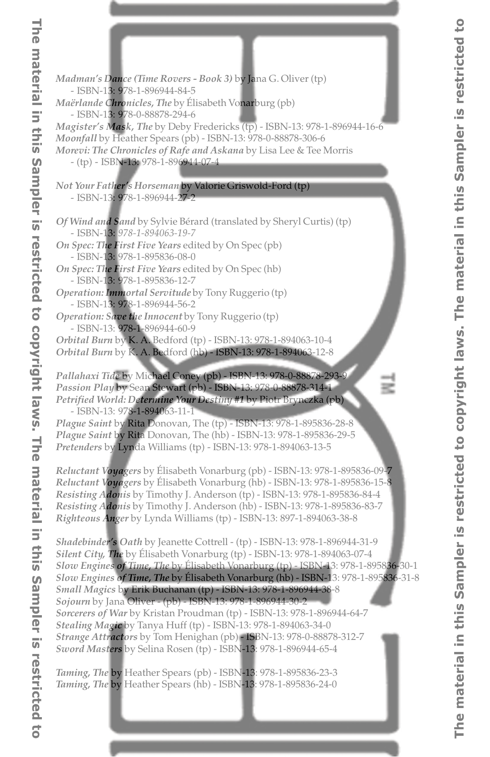*Madman's Dance (Time Rovers - Book 3)* by Jana G. Oliver (tp)
- ISBN-13: 978-1-896944-84-5

*Maërlande Chronicles, The* by Élisabeth Vonarburg (pb)
- ISBN-13: 978-0-88878-294-6

*Magister's Mask, The* by Deby Fredericks (tp) - ISBN-13: 978-1-896944-16-6

*Moonfall* by Heather Spears (pb) - ISBN-13: 978-0-88878-306-6

*Morevi: The Chronicles of Rafe and Askana* by Lisa Lee & Tee Morris
- (tp) - ISBN-13: 978-1-896944-07-4

*Not Your Father's Horseman* by Valorie Griswold-Ford (tp)
- ISBN-13: 978-1-896944-27-2

*Of Wind and Sand* by Sylvie Bérard (translated by Sheryl Curtis) (tp)
- ISBN-13: *978-1-894063-19-7*

*On Spec: The First Five Years* edited by On Spec (pb)
- ISBN-13: 978-1-895836-08-0

*On Spec: The First Five Years* edited by On Spec (hb)
- ISBN-13: 978-1-895836-12-7

*Operation: Immortal Servitude* by Tony Ruggerio (tp)
- ISBN-13: 978-1-896944-56-2

*Operation: Save the Innocent* by Tony Ruggerio (tp)
- ISBN-13: 978-1-896944-60-9

*Orbital Burn* by K. A. Bedford (tp) - ISBN-13: 978-1-894063-10-4

*Orbital Burn* by K. A. Bedford (hb) - ISBN-13: 978-1-894063-12-8

*Pallahaxi Tide* by Michael Coney (pb) - ISBN-13: 978-0-88878-293-9

*Passion Play* by Sean Stewart (pb) - ISBN-13: 978-0-88878-314-1

*Petrified World: Determine Your Destiny #1* by Piotr Brynczka (pb)
- ISBN-13: 978-1-894063-11-1

*Plague Saint* by Rita Donovan, The (tp) - ISBN-13: 978-1-895836-28-8

*Plague Saint* by Rita Donovan, The (hb) - ISBN-13: 978-1-895836-29-5

*Pretenders* by Lynda Williams (tp) - ISBN-13: 978-1-894063-13-5

*Reluctant Voyagers* by Élisabeth Vonarburg (pb) - ISBN-13: 978-1-895836-09-7

*Reluctant Voyagers* by Élisabeth Vonarburg (hb) - ISBN-13: 978-1-895836-15-8

*Resisting Adonis* by Timothy J. Anderson (tp) - ISBN-13: 978-1-895836-84-4

*Resisting Adonis* by Timothy J. Anderson (hb) - ISBN-13: 978-1-895836-83-7

*Righteous Anger* by Lynda Williams (tp) - ISBN-13: 897-1-894063-38-8

*Shadebinder's Oath* by Jeanette Cottrell - (tp) - ISBN-13: 978-1-896944-31-9

*Silent City, The* by Élisabeth Vonarburg (tp) - ISBN-13: 978-1-894063-07-4

*Slow Engines of Time, The* by Élisabeth Vonarburg (tp) - ISBN-13: 978-1-895836-30-1

*Slow Engines of Time, The* by Élisabeth Vonarburg (hb) - ISBN-13: 978-1-895836-31-8

*Small Magics* by Erik Buchanan (tp) - ISBN-13: 978-1-896944-38-8

*Sojourn* by Jana Oliver - (pb) - ISBN-13: 978-1-896944-30-2

*Sorcerers of War* by Kristan Proudman (tp) - ISBN-13: 978-1-896944-64-7

*Stealing Magic* by Tanya Huff (tp) - ISBN-13: 978-1-894063-34-0

*Strange Attractors* by Tom Henighan (pb) - ISBN-13: 978-0-88878-312-7

*Sword Masters* by Selina Rosen (tp) - ISBN-13: 978-1-896944-65-4

*Taming, The* by Heather Spears (pb) - ISBN-13: 978-1-895836-23-3

*Taming, The* by Heather Spears (hb) - ISBN-13: 978-1-895836-24-0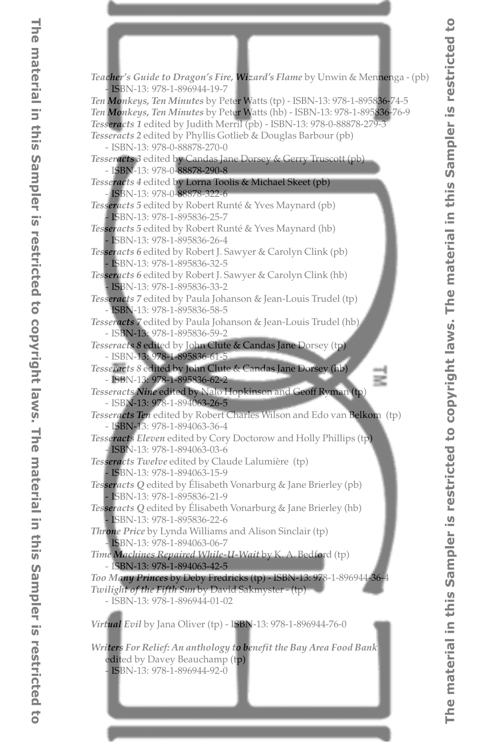*Teacher's Guide to Dragon's Fire, Wizard's Flame* by Unwin & Mennenga - (pb) - ISBN-13: 978-1-896944-19-7

*Ten Monkeys, Ten Minutes* by Peter Watts (tp) - ISBN-13: 978-1-895836-74-5

*Ten Monkeys, Ten Minutes* by Peter Watts (hb) - ISBN-13: 978-1-895836-76-9

*Tesseracts 1* edited by Judith Merril (pb) - ISBN-13: 978-0-88878-279-3

*Tesseracts 2* edited by Phyllis Gotlieb & Douglas Barbour (pb) - ISBN-13: 978-0-88878-270-0

*Tesseracts 3* edited by Candas Jane Dorsey & Gerry Truscott (pb) - ISBN-13: 978-0-88878-290-8

*Tesseracts 4* edited by Lorna Toolis & Michael Skeet (pb) - ISBN-13: 978-0-88878-322-6

*Tesseracts 5* edited by Robert Runté & Yves Maynard (pb) - ISBN-13: 978-1-895836-25-7

*Tesseracts 5* edited by Robert Runté & Yves Maynard (hb) - ISBN-13: 978-1-895836-26-4

*Tesseracts 6* edited by Robert J. Sawyer & Carolyn Clink (pb) - ISBN-13: 978-1-895836-32-5

*Tesseracts 6* edited by Robert J. Sawyer & Carolyn Clink (hb) - ISBN-13: 978-1-895836-33-2

*Tesseracts 7* edited by Paula Johanson & Jean-Louis Trudel (tp) - ISBN-13: 978-1-895836-58-5

*Tesseracts 7* edited by Paula Johanson & Jean-Louis Trudel (hb) - ISBN-13: 978-1-895836-59-2

*Tesseracts 8* edited by John Clute & Candas Jane Dorsey (tp) - ISBN-13: 978-1-895836-61-5

*Tesseracts 8* edited by John Clute & Candas Jane Dorsey (hb) - ISBN-13: 978-1-895836-62-2

*Tesseracts Nine* edited by Nalo Hopkinson and Geoff Ryman (tp) - ISBN-13: 978-1-894063-26-5

*Tesseracts Ten* edited by Robert Charles Wilson and Edo van Belkom (tp) - ISBN-13: 978-1-894063-36-4

*Tesseracts Eleven* edited by Cory Doctorow and Holly Phillips (tp) - ISBN-13: 978-1-894063-03-6

*Tesseracts Twelve* edited by Claude Lalumière (tp) - ISBN-13: 978-1-894063-15-9

*Tesseracts Q* edited by Élisabeth Vonarburg & Jane Brierley (pb) - ISBN-13: 978-1-895836-21-9

*Tesseracts Q* edited by Élisabeth Vonarburg & Jane Brierley (hb) - ISBN-13: 978-1-895836-22-6

*Throne Price* by Lynda Williams and Alison Sinclair (tp) - ISBN-13: 978-1-894063-06-7

*Time Machines Repaired While-U-Wait* by K. A. Bedford (tp) - ISBN-13: 978-1-894063-42-5

*Too Many Princes* by Deby Fredricks (tp) - ISBN-13: 978-1-896944-36-4

*Twilight of the Fifth Sun* by David Sakmyster - (tp) - ISBN-13: 978-1-896944-01-02

*Virtual Evil* by Jana Oliver (tp) - ISBN-13: 978-1-896944-76-0

*Writers For Relief: An anthology to benefit the Bay Area Food Bank* edited by Davey Beauchamp (tp) - ISBN-13: 978-1-896944-92-0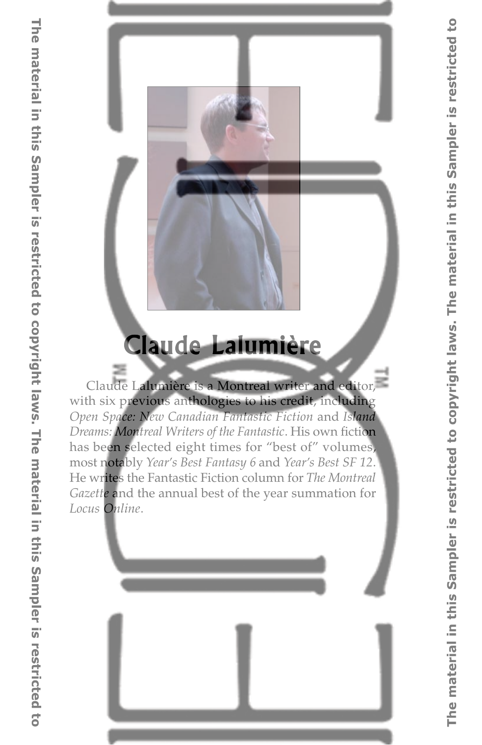## Claude Lalumière

Claude Lalumière is a Montreal writer and editor, with six previous anthologies to his credit, including *Open Space: New Canadian Fantastic Fiction* and *Island Dreams: Montreal Writers of the Fantastic*. His own fiction has been selected eight times for "best of" volumes, most notably *Year's Best Fantasy 6* and *Year's Best SF 12*. He writes the Fantastic Fiction column for *The Montreal Gazette* and the annual best of the year summation for *Locus Online*.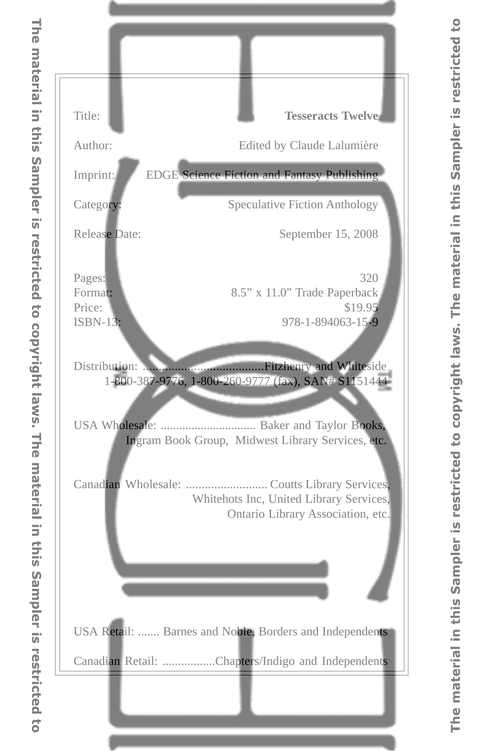| | |
|---|---|
| Title: | **Tesseracts Twelve** |
| Author: | Edited by Claude Lalumière |
| Imprint: | EDGE Science Fiction and Fantasy Publishing |
| Category: | Speculative Fiction Anthology |
| Release Date: | September 15, 2008 |
| Pages: | 320 |
| Format: | 8.5” x 11.0” Trade Paperback |
| Price: | $19.95 |
| ISBN-13: | 978-1-894063-15-9 |

Distribution: ......................................Fitzhenry and Whiteside
1-800-387-9776, 1-800-260-9777 (fax), SAN# S1151444

USA Wholesale: .............................. Baker and Taylor Books, Ingram Book Group, Midwest Library Services, etc.

Canadian Wholesale: .......................... Coutts Library Services, Whitehots Inc, United Library Services, Ontario Library Association, etc.

USA Retail: ....... Barnes and Noble, Borders and Independents

Canadian Retail: .................Chapters/Indigo and Independents